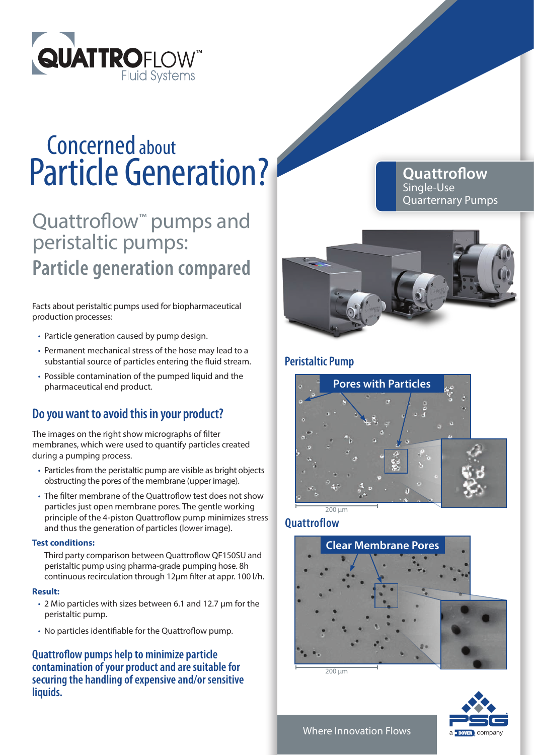QUATTROFLOW Fluid Systems

# Concerned about Particle Generation?

## Quattroflow™ pumps and peristaltic pumps: Particle generation compared

Facts about peristaltic pumps used for biopharmaceutical production processes:

- Particle generation caused by pump design.
- Permanent mechanical stress of the hose may lead to a substantial source of particles entering the fluid stream.
- Possible contamination of the pumped liquid and the pharmaceutical end product.

### Do you want to avoid this in your product?

The images on the right show micrographs of filter membranes, which were used to quantify particles created during a pumping process.

- Particles from the peristaltic pump are visible as bright objects obstructing the pores of the membrane (upper image).
- The filter membrane of the Quattroflow test does not show particles just open membrane pores. The gentle working principle of the 4-piston Quattroflow pump minimizes stress and thus the generation of particles (lower image).

**Test conditions:**

Third party comparison between Quattroflow QF150SU and peristaltic pump using pharma-grade pumping hose. 8h continuous recirculation through 12µm filter at appr. 100 l/h.

**Result:**

- 2 Mio particles with sizes between 6.1 and 12.7 µm for the peristaltic pump.
- No particles identifiable for the Quattroflow pump.

### Quattroflow pumps help to minimize particle contamination of your product and are suitable for securing the handling of expensive and/or sensitive liquids.

**Quattroflow**
Single-Use
Quarternary Pumps

### Peristaltic Pump

Pores with Particles

200 µm

### Quattroflow

Clear Membrane Pores

200 µm

Where Innovation Flows

PSG a DOVER company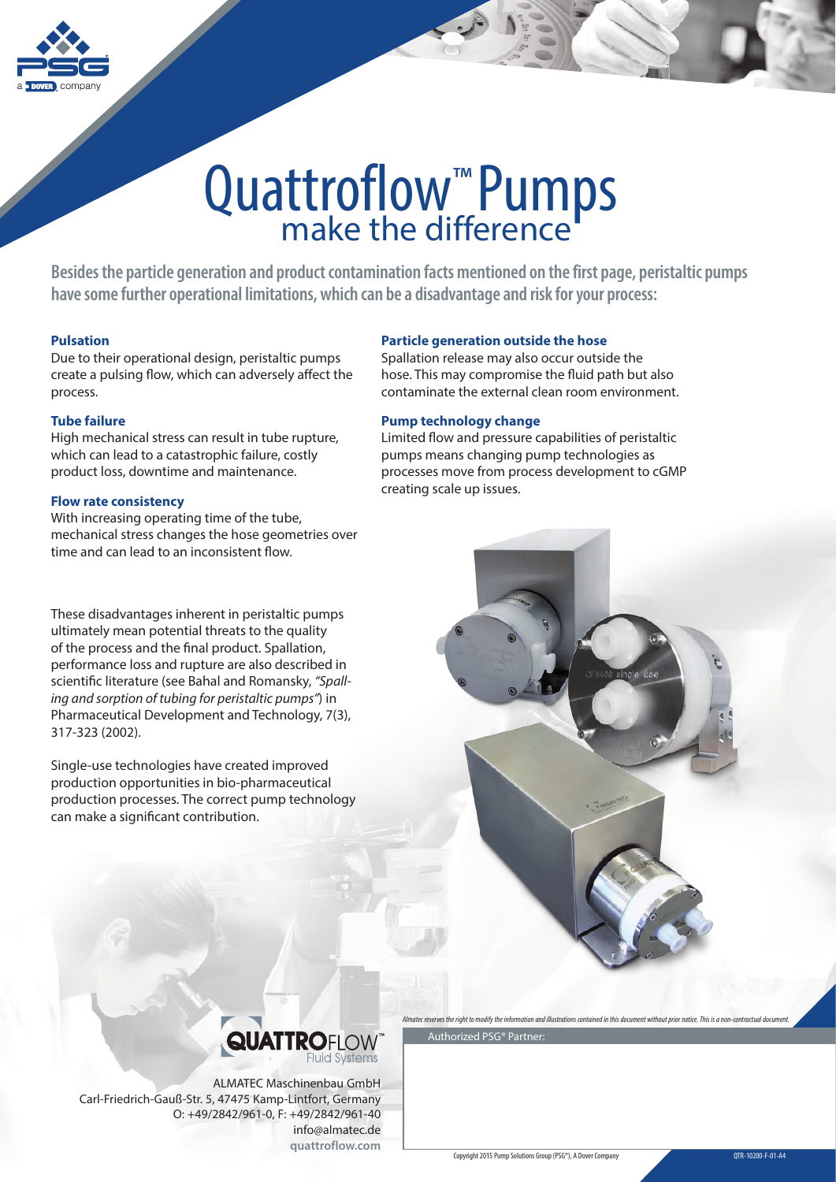# Quattroflow™ Pumps
## make the difference

**Besides the particle generation and product contamination facts mentioned on the first page, peristaltic pumps have some further operational limitations, which can be a disadvantage and risk for your process:**

**Pulsation**
Due to their operational design, peristaltic pumps create a pulsing flow, which can adversely affect the process.

**Tube failure**
High mechanical stress can result in tube rupture, which can lead to a catastrophic failure, costly product loss, downtime and maintenance.

**Flow rate consistency**
With increasing operating time of the tube, mechanical stress changes the hose geometries over time and can lead to an inconsistent flow.

**Particle generation outside the hose**
Spallation release may also occur outside the hose. This may compromise the fluid path but also contaminate the external clean room environment.

**Pump technology change**
Limited flow and pressure capabilities of peristaltic pumps means changing pump technologies as processes move from process development to cGMP creating scale up issues.

These disadvantages inherent in peristaltic pumps ultimately mean potential threats to the quality of the process and the final product. Spallation, performance loss and rupture are also described in scientific literature (see Bahal and Romansky, *"Spalling and sorption of tubing for peristaltic pumps"*) in Pharmaceutical Development and Technology, 7(3), 317-323 (2002).

Single-use technologies have created improved production opportunities in bio-pharmaceutical production processes. The correct pump technology can make a significant contribution.

*Almatec reserves the right to modify the information and illustrations contained in this document without prior notice. This is a non-contractual document.*

Authorized PSG® Partner:

QUATTROFLOW™ Fluid Systems

ALMATEC Maschinenbau GmbH
Carl-Friedrich-Gauß-Str. 5, 47475 Kamp-Lintfort, Germany
O: +49/2842/961-0, F: +49/2842/961-40
info@almatec.de
quattroflow.com

Copyright 2015 Pump Solutions Group (PSG®), A Dover Company

QTR-10200-F-01-A4